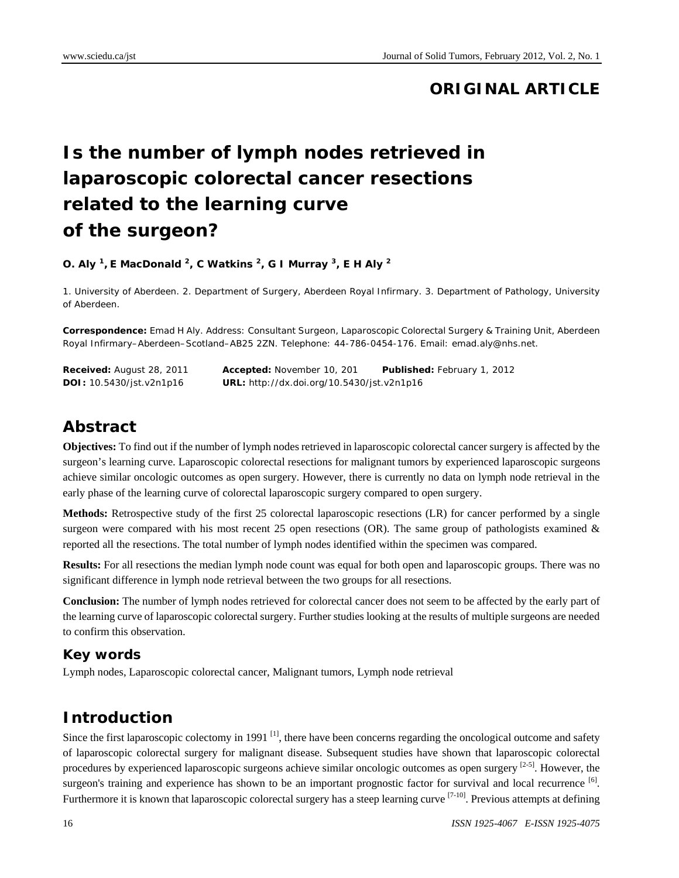**ORIGINAL ARTICLE**

# Is the number of lymph nodes retrieved in laparoscopic colorectal cancer resections related to the learning curve of the surgeon?

**O. Aly [1], E MacDonald [2], C Watkins [2], G I Murray [3], E H Aly [2]**

1. University of Aberdeen. 2. Department of Surgery, Aberdeen Royal Infirmary. 3. Department of Pathology, University of Aberdeen.

**Correspondence:** Emad H Aly. Address: Consultant Surgeon, Laparoscopic Colorectal Surgery & Training Unit, Aberdeen Royal Infirmary–Aberdeen–Scotland–AB25 2ZN. Telephone: 44-786-0454-176. Email: emad.aly@nhs.net.

**Received:** August 28, 2011 **Accepted:** November 10, 201 **Published:** February 1, 2012
**DOI:** 10.5430/jst.v2n1p16 **URL:** http://dx.doi.org/10.5430/jst.v2n1p16

## Abstract

**Objectives:** To find out if the number of lymph nodes retrieved in laparoscopic colorectal cancer surgery is affected by the surgeon's learning curve. Laparoscopic colorectal resections for malignant tumors by experienced laparoscopic surgeons achieve similar oncologic outcomes as open surgery. However, there is currently no data on lymph node retrieval in the early phase of the learning curve of colorectal laparoscopic surgery compared to open surgery.

**Methods:** Retrospective study of the first 25 colorectal laparoscopic resections (LR) for cancer performed by a single surgeon were compared with his most recent 25 open resections (OR). The same group of pathologists examined & reported all the resections. The total number of lymph nodes identified within the specimen was compared.

**Results:** For all resections the median lymph node count was equal for both open and laparoscopic groups. There was no significant difference in lymph node retrieval between the two groups for all resections.

**Conclusion:** The number of lymph nodes retrieved for colorectal cancer does not seem to be affected by the early part of the learning curve of laparoscopic colorectal surgery. Further studies looking at the results of multiple surgeons are needed to confirm this observation.

### Key words

Lymph nodes, Laparoscopic colorectal cancer, Malignant tumors, Lymph node retrieval

## Introduction

Since the first laparoscopic colectomy in 1991 [1], there have been concerns regarding the oncological outcome and safety of laparoscopic colorectal surgery for malignant disease. Subsequent studies have shown that laparoscopic colorectal procedures by experienced laparoscopic surgeons achieve similar oncologic outcomes as open surgery [2-5]. However, the surgeon's training and experience has shown to be an important prognostic factor for survival and local recurrence [6]. Furthermore it is known that laparoscopic colorectal surgery has a steep learning curve [7-10]. Previous attempts at defining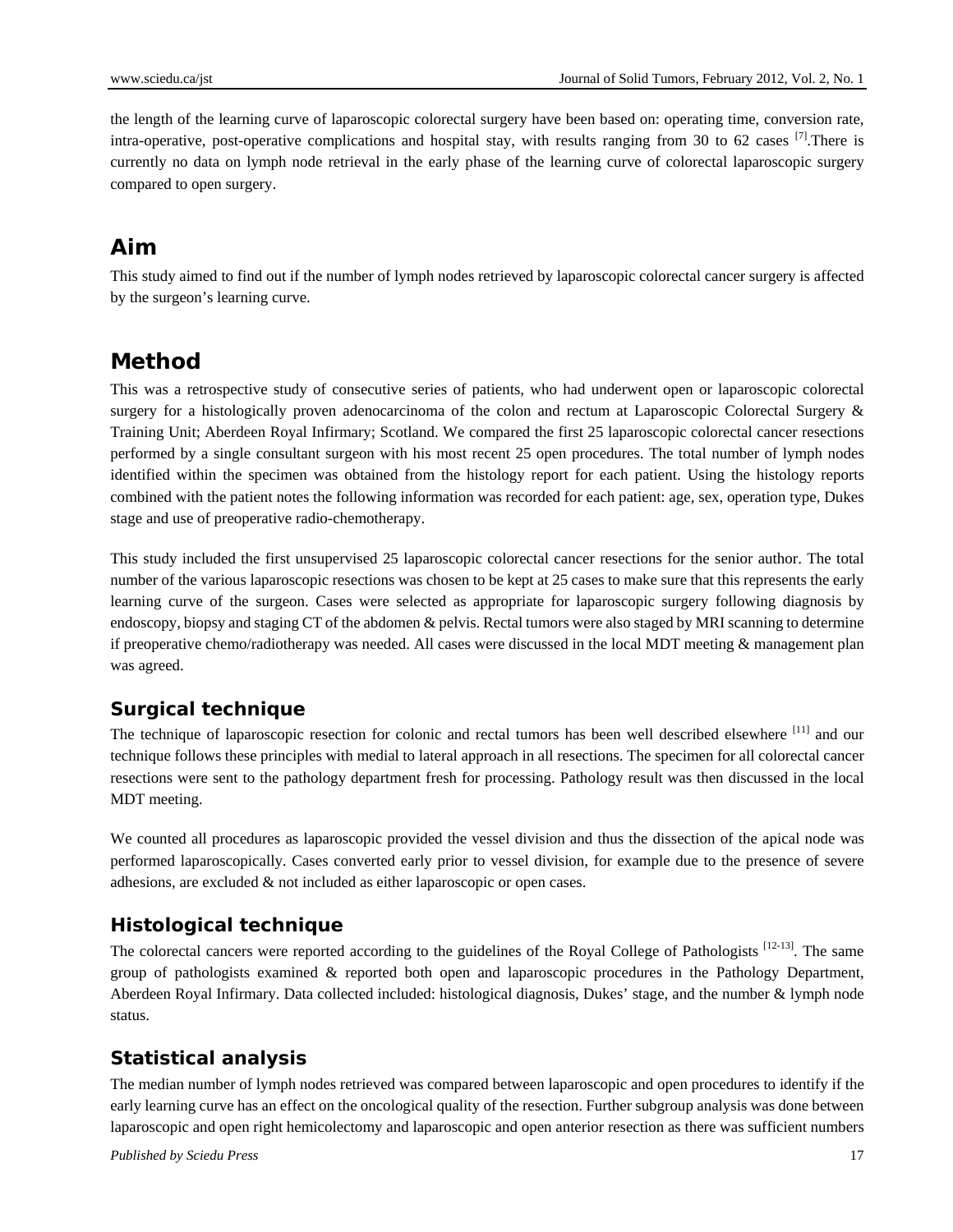the length of the learning curve of laparoscopic colorectal surgery have been based on: operating time, conversion rate, intra-operative, post-operative complications and hospital stay, with results ranging from 30 to 62 cases [7].There is currently no data on lymph node retrieval in the early phase of the learning curve of colorectal laparoscopic surgery compared to open surgery.

## Aim

This study aimed to find out if the number of lymph nodes retrieved by laparoscopic colorectal cancer surgery is affected by the surgeon's learning curve.

## Method

This was a retrospective study of consecutive series of patients, who had underwent open or laparoscopic colorectal surgery for a histologically proven adenocarcinoma of the colon and rectum at Laparoscopic Colorectal Surgery & Training Unit; Aberdeen Royal Infirmary; Scotland. We compared the first 25 laparoscopic colorectal cancer resections performed by a single consultant surgeon with his most recent 25 open procedures. The total number of lymph nodes identified within the specimen was obtained from the histology report for each patient. Using the histology reports combined with the patient notes the following information was recorded for each patient: age, sex, operation type, Dukes stage and use of preoperative radio-chemotherapy.

This study included the first unsupervised 25 laparoscopic colorectal cancer resections for the senior author. The total number of the various laparoscopic resections was chosen to be kept at 25 cases to make sure that this represents the early learning curve of the surgeon. Cases were selected as appropriate for laparoscopic surgery following diagnosis by endoscopy, biopsy and staging CT of the abdomen & pelvis. Rectal tumors were also staged by MRI scanning to determine if preoperative chemo/radiotherapy was needed. All cases were discussed in the local MDT meeting & management plan was agreed.

### Surgical technique

The technique of laparoscopic resection for colonic and rectal tumors has been well described elsewhere [11] and our technique follows these principles with medial to lateral approach in all resections. The specimen for all colorectal cancer resections were sent to the pathology department fresh for processing. Pathology result was then discussed in the local MDT meeting.

We counted all procedures as laparoscopic provided the vessel division and thus the dissection of the apical node was performed laparoscopically. Cases converted early prior to vessel division, for example due to the presence of severe adhesions, are excluded & not included as either laparoscopic or open cases.

### Histological technique

The colorectal cancers were reported according to the guidelines of the Royal College of Pathologists [12-13]. The same group of pathologists examined & reported both open and laparoscopic procedures in the Pathology Department, Aberdeen Royal Infirmary. Data collected included: histological diagnosis, Dukes' stage, and the number & lymph node status.

### Statistical analysis

The median number of lymph nodes retrieved was compared between laparoscopic and open procedures to identify if the early learning curve has an effect on the oncological quality of the resection. Further subgroup analysis was done between laparoscopic and open right hemicolectomy and laparoscopic and open anterior resection as there was sufficient numbers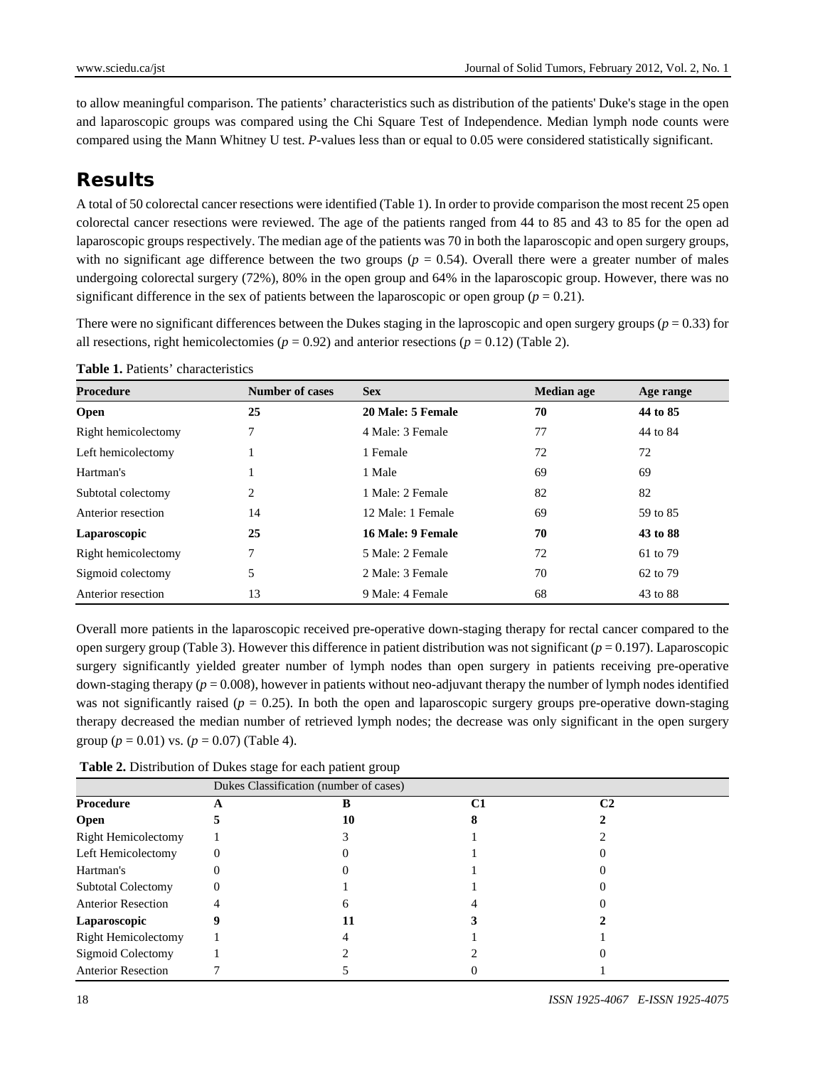to allow meaningful comparison. The patients' characteristics such as distribution of the patients' Duke's stage in the open and laparoscopic groups was compared using the Chi Square Test of Independence. Median lymph node counts were compared using the Mann Whitney U test. *P*-values less than or equal to 0.05 were considered statistically significant.

## Results

A total of 50 colorectal cancer resections were identified (Table 1). In order to provide comparison the most recent 25 open colorectal cancer resections were reviewed. The age of the patients ranged from 44 to 85 and 43 to 85 for the open ad laparoscopic groups respectively. The median age of the patients was 70 in both the laparoscopic and open surgery groups, with no significant age difference between the two groups ($p$ = 0.54). Overall there were a greater number of males undergoing colorectal surgery (72%), 80% in the open group and 64% in the laparoscopic group. However, there was no significant difference in the sex of patients between the laparoscopic or open group ($p$ = 0.21).

There were no significant differences between the Dukes staging in the laprosocopic and open surgery groups ($p$ = 0.33) for all resections, right hemicolectomies ($p$ = 0.92) and anterior resections ($p$ = 0.12) (Table 2).

**Table 1.** Patients' characteristics

| Procedure | Number of cases | Sex | Median age | Age range |
|---|---|---|---|---|
| **Open** | **25** | **20 Male: 5 Female** | **70** | **44 to 85** |
| Right hemicolectomy | 7 | 4 Male: 3 Female | 77 | 44 to 84 |
| Left hemicolectomy | 1 | 1 Female | 72 | 72 |
| Hartman's | 1 | 1 Male | 69 | 69 |
| Subtotal colectomy | 2 | 1 Male: 2 Female | 82 | 82 |
| Anterior resection | 14 | 12 Male: 1 Female | 69 | 59 to 85 |
| **Laparoscopic** | **25** | **16 Male: 9 Female** | **70** | **43 to 88** |
| Right hemicolectomy | 7 | 5 Male: 2 Female | 72 | 61 to 79 |
| Sigmoid colectomy | 5 | 2 Male: 3 Female | 70 | 62 to 79 |
| Anterior resection | 13 | 9 Male: 4 Female | 68 | 43 to 88 |

Overall more patients in the laparoscopic received pre-operative down-staging therapy for rectal cancer compared to the open surgery group (Table 3). However this difference in patient distribution was not significant ($p$ = 0.197). Laparoscopic surgery significantly yielded greater number of lymph nodes than open surgery in patients receiving pre-operative down-staging therapy ($p$ = 0.008), however in patients without neo-adjuvant therapy the number of lymph nodes identified was not significantly raised ($p$ = 0.25). In both the open and laparoscopic surgery groups pre-operative down-staging therapy decreased the median number of retrieved lymph nodes; the decrease was only significant in the open surgery group ($p$ = 0.01) vs. ($p$ = 0.07) (Table 4).

**Table 2.** Distribution of Dukes stage for each patient group

| | Dukes Classification (number of cases) | | | |
|---|---|---|---|---|
| **Procedure** | **A** | **B** | **C1** | **C2** |
| **Open** | **5** | **10** | **8** | **2** |
| Right Hemicolectomy | 1 | 3 | 1 | 2 |
| Left Hemicolectomy | 0 | 0 | 1 | 0 |
| Hartman's | 0 | 0 | 1 | 0 |
| Subtotal Colectomy | 0 | 1 | 1 | 0 |
| Anterior Resection | 4 | 6 | 4 | 0 |
| **Laparoscopic** | **9** | **11** | **3** | **2** |
| Right Hemicolectomy | 1 | 4 | 1 | 1 |
| Sigmoid Colectomy | 1 | 2 | 2 | 0 |
| Anterior Resection | 7 | 5 | 0 | 1 |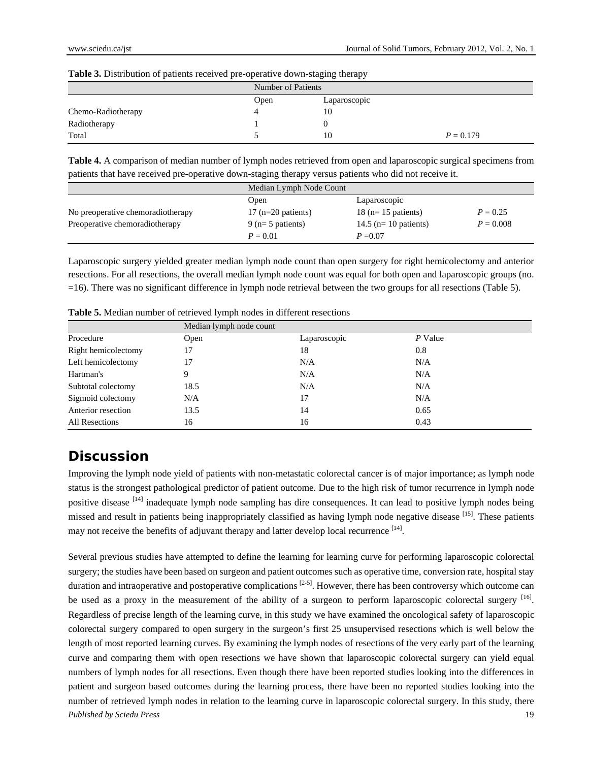**Table 3.** Distribution of patients received pre-operative down-staging therapy

| | Number of Patients | | |
|---|---|---|---|
| | Open | Laparoscopic | |
| Chemo-Radiotherapy | 4 | 10 | |
| Radiotherapy | 1 | 0 | |
| Total | 5 | 10 | $P = 0.179$ |

**Table 4.** A comparison of median number of lymph nodes retrieved from open and laparoscopic surgical specimens from patients that have received pre-operative down-staging therapy versus patients who did not receive it.

| | Median Lymph Node Count | | |
|---|---|---|---|
| | Open | Laparoscopic | |
| No preoperative chemoradiotherapy | 17 (n=20 patients) | 18 (n= 15 patients) | $P = 0.25$ |
| Preoperative chemoradiotherapy | 9 (n= 5 patients) | 14.5 (n= 10 patients) | $P = 0.008$ |
| | $P = 0.01$ | $P = 0.07$ | |

Laparoscopic surgery yielded greater median lymph node count than open surgery for right hemicolectomy and anterior resections. For all resections, the overall median lymph node count was equal for both open and laparoscopic groups (no. =16). There was no significant difference in lymph node retrieval between the two groups for all resections (Table 5).

**Table 5.** Median number of retrieved lymph nodes in different resections

| | Median lymph node count | | |
|---|---|---|---|
| Procedure | Open | Laparoscopic | *P* Value |
| Right hemicolectomy | 17 | 18 | 0.8 |
| Left hemicolectomy | 17 | N/A | N/A |
| Hartman's | 9 | N/A | N/A |
| Subtotal colectomy | 18.5 | N/A | N/A |
| Sigmoid colectomy | N/A | 17 | N/A |
| Anterior resection | 13.5 | 14 | 0.65 |
| All Resections | 16 | 16 | 0.43 |

## Discussion

Improving the lymph node yield of patients with non-metastatic colorectal cancer is of major importance; as lymph node status is the strongest pathological predictor of patient outcome. Due to the high risk of tumor recurrence in lymph node positive disease [14] inadequate lymph node sampling has dire consequences. It can lead to positive lymph nodes being missed and result in patients being inappropriately classified as having lymph node negative disease [15]. These patients may not receive the benefits of adjuvant therapy and latter develop local recurrence [14].

Several previous studies have attempted to define the learning for learning curve for performing laparoscopic colorectal surgery; the studies have been based on surgeon and patient outcomes such as operative time, conversion rate, hospital stay duration and intraoperative and postoperative complications [2-5]. However, there has been controversy which outcome can be used as a proxy in the measurement of the ability of a surgeon to perform laparoscopic colorectal surgery [16]. Regardless of precise length of the learning curve, in this study we have examined the oncological safety of laparoscopic colorectal surgery compared to open surgery in the surgeon's first 25 unsupervised resections which is well below the length of most reported learning curves. By examining the lymph nodes of resections of the very early part of the learning curve and comparing them with open resections we have shown that laparoscopic colorectal surgery can yield equal numbers of lymph nodes for all resections. Even though there have been reported studies looking into the differences in patient and surgeon based outcomes during the learning process, there have been no reported studies looking into the number of retrieved lymph nodes in relation to the learning curve in laparoscopic colorectal surgery. In this study, there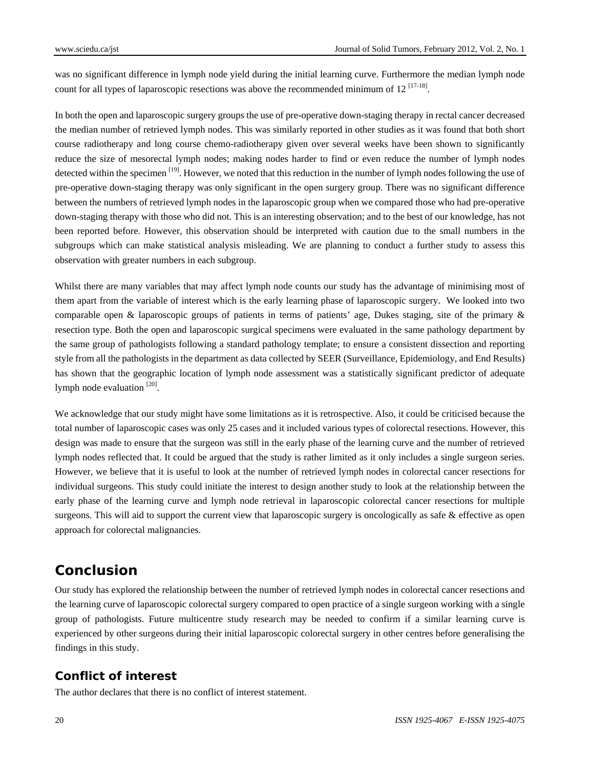was no significant difference in lymph node yield during the initial learning curve. Furthermore the median lymph node count for all types of laparoscopic resections was above the recommended minimum of 12 [17-18].

In both the open and laparoscopic surgery groups the use of pre-operative down-staging therapy in rectal cancer decreased the median number of retrieved lymph nodes. This was similarly reported in other studies as it was found that both short course radiotherapy and long course chemo-radiotherapy given over several weeks have been shown to significantly reduce the size of mesorectal lymph nodes; making nodes harder to find or even reduce the number of lymph nodes detected within the specimen [19]. However, we noted that this reduction in the number of lymph nodes following the use of pre-operative down-staging therapy was only significant in the open surgery group. There was no significant difference between the numbers of retrieved lymph nodes in the laparoscopic group when we compared those who had pre-operative down-staging therapy with those who did not. This is an interesting observation; and to the best of our knowledge, has not been reported before. However, this observation should be interpreted with caution due to the small numbers in the subgroups which can make statistical analysis misleading. We are planning to conduct a further study to assess this observation with greater numbers in each subgroup.

Whilst there are many variables that may affect lymph node counts our study has the advantage of minimising most of them apart from the variable of interest which is the early learning phase of laparoscopic surgery. We looked into two comparable open & laparoscopic groups of patients in terms of patients' age, Dukes staging, site of the primary & resection type. Both the open and laparoscopic surgical specimens were evaluated in the same pathology department by the same group of pathologists following a standard pathology template; to ensure a consistent dissection and reporting style from all the pathologists in the department as data collected by SEER (Surveillance, Epidemiology, and End Results) has shown that the geographic location of lymph node assessment was a statistically significant predictor of adequate lymph node evaluation [20].

We acknowledge that our study might have some limitations as it is retrospective. Also, it could be criticised because the total number of laparoscopic cases was only 25 cases and it included various types of colorectal resections. However, this design was made to ensure that the surgeon was still in the early phase of the learning curve and the number of retrieved lymph nodes reflected that. It could be argued that the study is rather limited as it only includes a single surgeon series. However, we believe that it is useful to look at the number of retrieved lymph nodes in colorectal cancer resections for individual surgeons. This study could initiate the interest to design another study to look at the relationship between the early phase of the learning curve and lymph node retrieval in laparoscopic colorectal cancer resections for multiple surgeons. This will aid to support the current view that laparoscopic surgery is oncologically as safe & effective as open approach for colorectal malignancies.

## Conclusion

Our study has explored the relationship between the number of retrieved lymph nodes in colorectal cancer resections and the learning curve of laparoscopic colorectal surgery compared to open practice of a single surgeon working with a single group of pathologists. Future multicentre study research may be needed to confirm if a similar learning curve is experienced by other surgeons during their initial laparoscopic colorectal surgery in other centres before generalising the findings in this study.

### Conflict of interest

The author declares that there is no conflict of interest statement.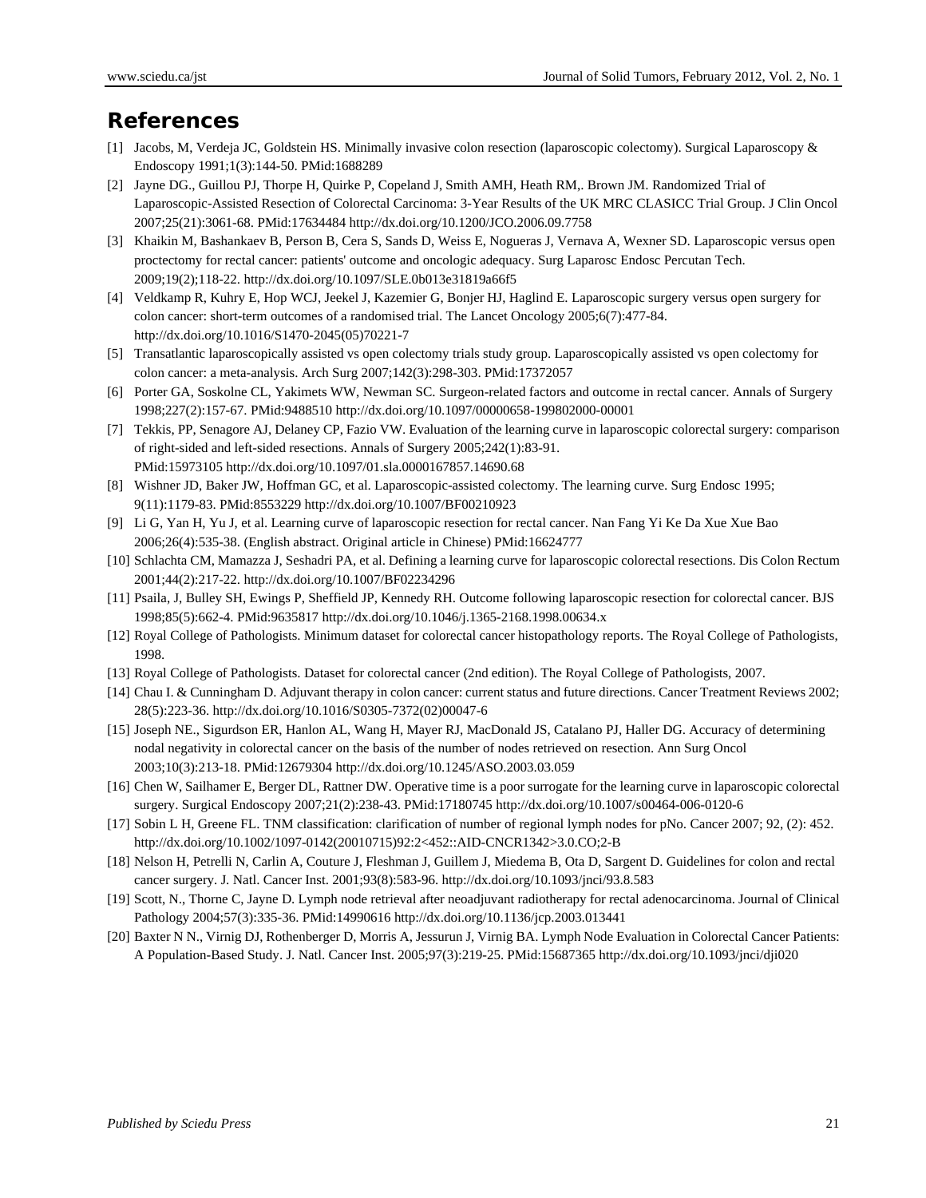## References

[1] Jacobs, M, Verdeja JC, Goldstein HS. Minimally invasive colon resection (laparoscopic colectomy). Surgical Laparoscopy & Endoscopy 1991;1(3):144-50. PMid:1688289

[2] Jayne DG., Guillou PJ, Thorpe H, Quirke P, Copeland J, Smith AMH, Heath RM,. Brown JM. Randomized Trial of Laparoscopic-Assisted Resection of Colorectal Carcinoma: 3-Year Results of the UK MRC CLASICC Trial Group. J Clin Oncol 2007;25(21):3061-68. PMid:17634484 http://dx.doi.org/10.1200/JCO.2006.09.7758

[3] Khaikin M, Bashankaev B, Person B, Cera S, Sands D, Weiss E, Nogueras J, Vernava A, Wexner SD. Laparoscopic versus open proctectomy for rectal cancer: patients' outcome and oncologic adequacy. Surg Laparosc Endosc Percutan Tech. 2009;19(2);118-22. http://dx.doi.org/10.1097/SLE.0b013e31819a66f5

[4] Veldkamp R, Kuhry E, Hop WCJ, Jeekel J, Kazemier G, Bonjer HJ, Haglind E. Laparoscopic surgery versus open surgery for colon cancer: short-term outcomes of a randomised trial. The Lancet Oncology 2005;6(7):477-84. http://dx.doi.org/10.1016/S1470-2045(05)70221-7

[5] Transatlantic laparoscopically assisted vs open colectomy trials study group. Laparoscopically assisted vs open colectomy for colon cancer: a meta-analysis. Arch Surg 2007;142(3):298-303. PMid:17372057

[6] Porter GA, Soskolne CL, Yakimets WW, Newman SC. Surgeon-related factors and outcome in rectal cancer. Annals of Surgery 1998;227(2):157-67. PMid:9488510 http://dx.doi.org/10.1097/00000658-199802000-00001

[7] Tekkis, PP, Senagore AJ, Delaney CP, Fazio VW. Evaluation of the learning curve in laparoscopic colorectal surgery: comparison of right-sided and left-sided resections. Annals of Surgery 2005;242(1):83-91. PMid:15973105 http://dx.doi.org/10.1097/01.sla.0000167857.14690.68

[8] Wishner JD, Baker JW, Hoffman GC, et al. Laparoscopic-assisted colectomy. The learning curve. Surg Endosc 1995; 9(11):1179-83. PMid:8553229 http://dx.doi.org/10.1007/BF00210923

[9] Li G, Yan H, Yu J, et al. Learning curve of laparoscopic resection for rectal cancer. Nan Fang Yi Ke Da Xue Xue Bao 2006;26(4):535-38. (English abstract. Original article in Chinese) PMid:16624777

[10] Schlachta CM, Mamazza J, Seshadri PA, et al. Defining a learning curve for laparoscopic colorectal resections. Dis Colon Rectum 2001;44(2):217-22. http://dx.doi.org/10.1007/BF02234296

[11] Psaila, J, Bulley SH, Ewings P, Sheffield JP, Kennedy RH. Outcome following laparoscopic resection for colorectal cancer. BJS 1998;85(5):662-4. PMid:9635817 http://dx.doi.org/10.1046/j.1365-2168.1998.00634.x

[12] Royal College of Pathologists. Minimum dataset for colorectal cancer histopathology reports. The Royal College of Pathologists, 1998.

[13] Royal College of Pathologists. Dataset for colorectal cancer (2nd edition). The Royal College of Pathologists, 2007.

[14] Chau I. & Cunningham D. Adjuvant therapy in colon cancer: current status and future directions. Cancer Treatment Reviews 2002; 28(5):223-36. http://dx.doi.org/10.1016/S0305-7372(02)00047-6

[15] Joseph NE., Sigurdson ER, Hanlon AL, Wang H, Mayer RJ, MacDonald JS, Catalano PJ, Haller DG. Accuracy of determining nodal negativity in colorectal cancer on the basis of the number of nodes retrieved on resection. Ann Surg Oncol 2003;10(3):213-18. PMid:12679304 http://dx.doi.org/10.1245/ASO.2003.03.059

[16] Chen W, Sailhamer E, Berger DL, Rattner DW. Operative time is a poor surrogate for the learning curve in laparoscopic colorectal surgery. Surgical Endoscopy 2007;21(2):238-43. PMid:17180745 http://dx.doi.org/10.1007/s00464-006-0120-6

[17] Sobin L H, Greene FL. TNM classification: clarification of number of regional lymph nodes for pNo. Cancer 2007; 92, (2): 452. http://dx.doi.org/10.1002/1097-0142(20010715)92:2<452::AID-CNCR1342>3.0.CO;2-B

[18] Nelson H, Petrelli N, Carlin A, Couture J, Fleshman J, Guillem J, Miedema B, Ota D, Sargent D. Guidelines for colon and rectal cancer surgery. J. Natl. Cancer Inst. 2001;93(8):583-96. http://dx.doi.org/10.1093/jnci/93.8.583

[19] Scott, N., Thorne C, Jayne D. Lymph node retrieval after neoadjuvant radiotherapy for rectal adenocarcinoma. Journal of Clinical Pathology 2004;57(3):335-36. PMid:14990616 http://dx.doi.org/10.1136/jcp.2003.013441

[20] Baxter N N., Virnig DJ, Rothenberger D, Morris A, Jessurun J, Virnig BA. Lymph Node Evaluation in Colorectal Cancer Patients: A Population-Based Study. J. Natl. Cancer Inst. 2005;97(3):219-25. PMid:15687365 http://dx.doi.org/10.1093/jnci/dji020